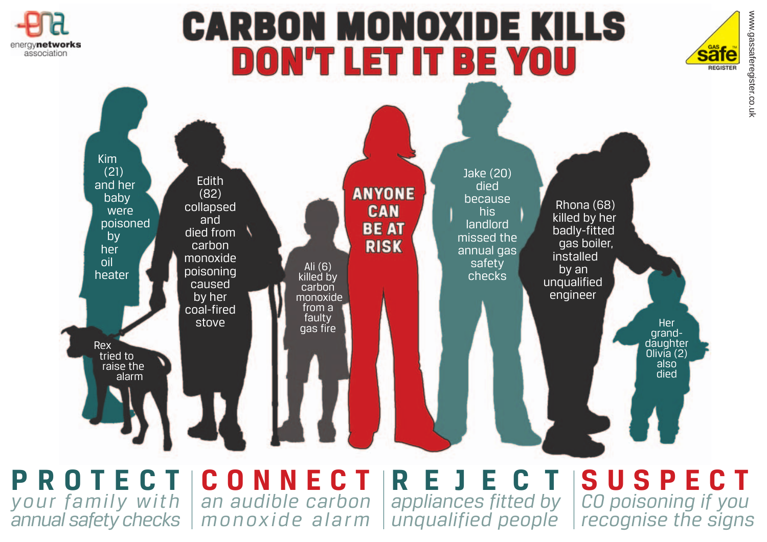energynetworks association

# CARBON MONOXIDE KILLS
## DON'T LET IT BE YOU

Gas Safe REGISTER

www.gassaferegister.co.uk

Kim (21) and her baby were poisoned by her oil heater

Rex tried to raise the alarm

Edith (82) collapsed and died from carbon monoxide poisoning caused by her coal-fired stove

Ali (6) killed by carbon monoxide from a faulty gas fire

**ANYONE CAN BE AT RISK**

Jake (20) died because his landlord missed the annual gas safety checks

Rhona (68) killed by her badly-fitted gas boiler, installed by an unqualified engineer

Her grand-daughter Olivia (2) also died

**PROTECT** *your family with annual safety checks*

**CONNECT** *an audible carbon monoxide alarm*

**REJECT** *appliances fitted by unqualified people*

**SUSPECT** *CO poisoning if you recognise the signs*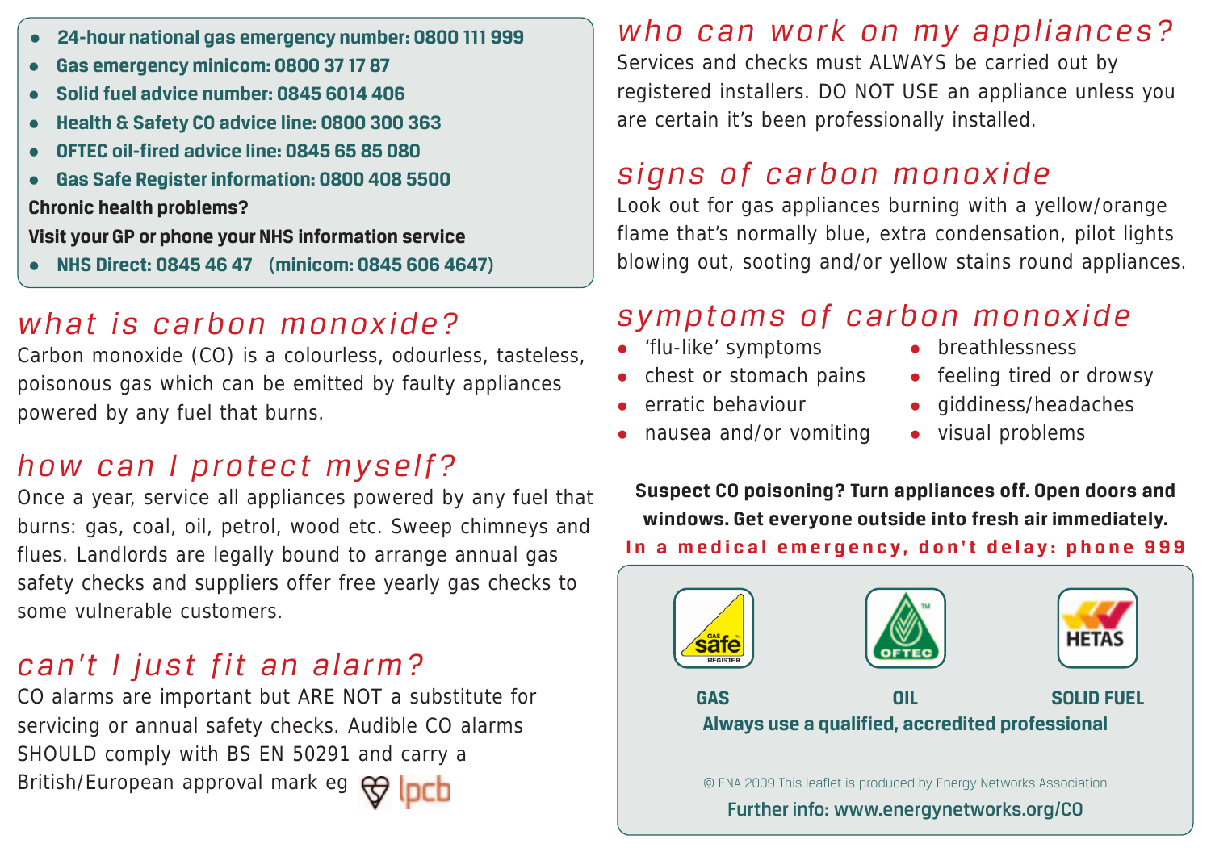- **24-hour national gas emergency number: 0800 111 999**
- **Gas emergency minicom: 0800 37 17 87**
- **Solid fuel advice number: 0845 6014 406**
- **Health & Safety CO advice line: 0800 300 363**
- **OFTEC oil-fired advice line: 0845 65 85 080**
- **Gas Safe Register information: 0800 408 5500**

**Chronic health problems?**

**Visit your GP or phone your NHS information service**

- **NHS Direct: 0845 46 47 (minicom: 0845 606 4647)**

## what is carbon monoxide?

Carbon monoxide (CO) is a colourless, odourless, tasteless, poisonous gas which can be emitted by faulty appliances powered by any fuel that burns.

## how can I protect myself?

Once a year, service all appliances powered by any fuel that burns: gas, coal, oil, petrol, wood etc. Sweep chimneys and flues. Landlords are legally bound to arrange annual gas safety checks and suppliers offer free yearly gas checks to some vulnerable customers.

## can't I just fit an alarm?

CO alarms are important but ARE NOT a substitute for servicing or annual safety checks. Audible CO alarms SHOULD comply with BS EN 50291 and carry a British/European approval mark eg lpcb

## who can work on my appliances?

Services and checks must ALWAYS be carried out by registered installers. DO NOT USE an appliance unless you are certain it's been professionally installed.

## signs of carbon monoxide

Look out for gas appliances burning with a yellow/orange flame that's normally blue, extra condensation, pilot lights blowing out, sooting and/or yellow stains round appliances.

## symptoms of carbon monoxide

- 'flu-like' symptoms
- chest or stomach pains
- erratic behaviour
- nausea and/or vomiting
- breathlessness
- feeling tired or drowsy
- giddiness/headaches
- visual problems

**Suspect CO poisoning? Turn appliances off. Open doors and windows. Get everyone outside into fresh air immediately.**

**In a medical emergency, don't delay: phone 999**

GAS SAFE REGISTER — **GAS**

OFTEC — **OIL**

HETAS — **SOLID FUEL**

**Always use a qualified, accredited professional**

© ENA 2009 This leaflet is produced by Energy Networks Association

**Further info: www.energynetworks.org/CO**